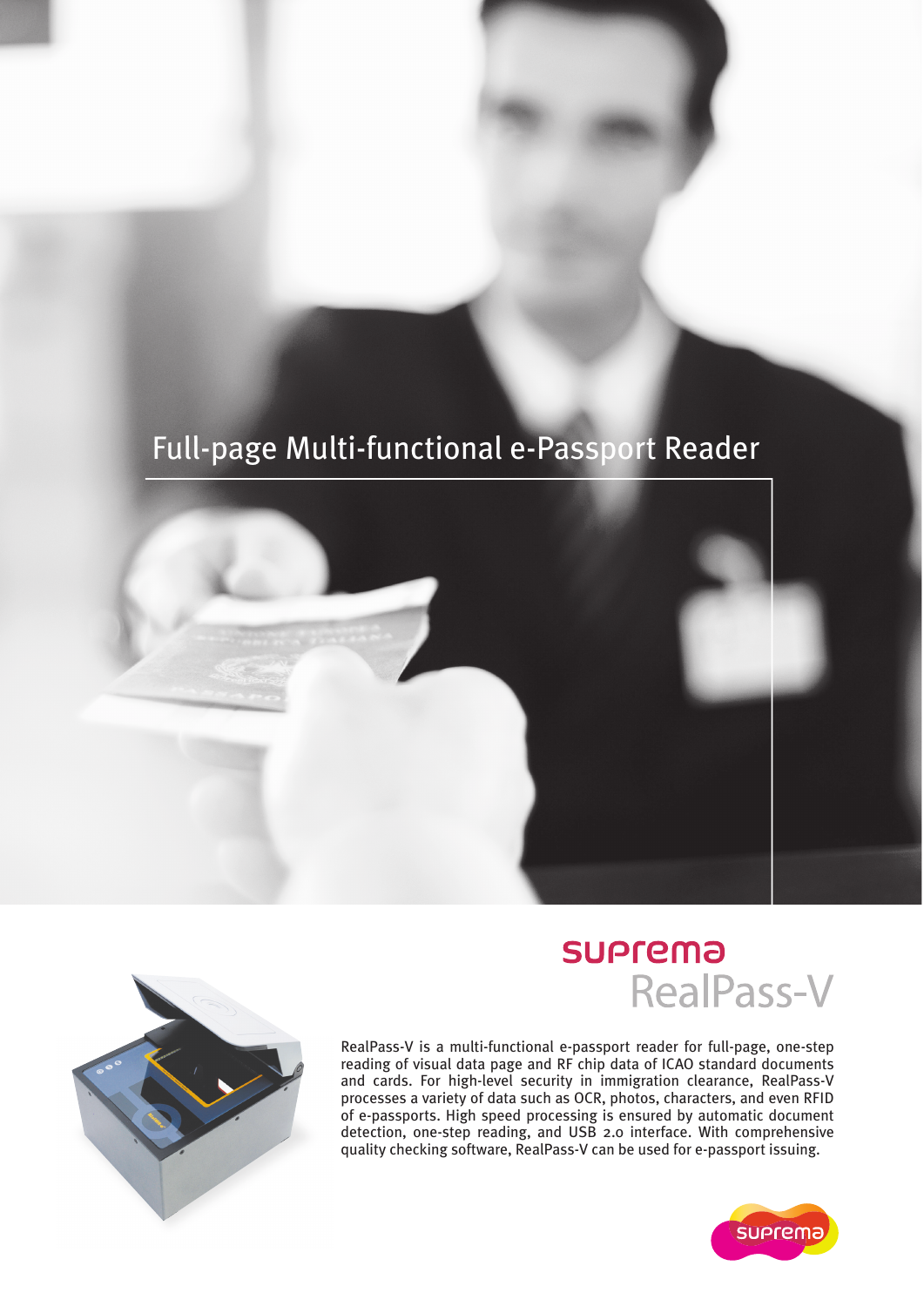# Full-page Multi-functional e-Passport Reader

## suprema RealPass-V

RealPass-V is a multi-functional e-passport reader for full-page, one-step reading of visual data page and RF chip data of ICAO standard documents and cards. For high-level security in immigration clearance, RealPass-V processes a variety of data such as OCR, photos, characters, and even RFID of e-passports. High speed processing is ensured by automatic document detection, one-step reading, and USB 2.0 interface. With comprehensive quality checking software, RealPass-V can be used for e-passport issuing.

suprema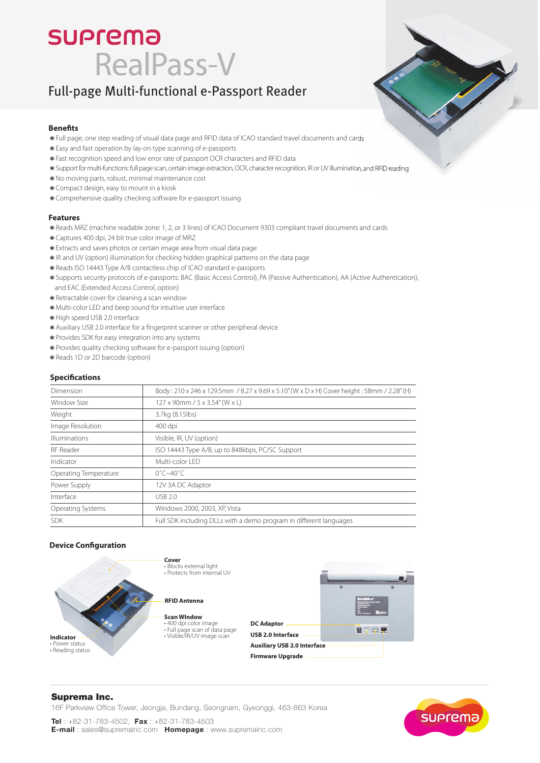# suprema RealPass-V

## Full-page Multi-functional e-Passport Reader

### Benefits

* Full page, one step reading of visual data page and RFID data of ICAO standard travel documents and cards
* Easy and fast operation by lay-on type scanning of e-passports
* Fast recognition speed and low error rate of passport OCR characters and RFID data
* Support for multi-functions: full page scan, certain image extraction, OCR, character recognition, IR or UV illumination, and RFID reading
* No moving parts, robust, minimal maintenance cost
* Compact design, easy to mount in a kiosk
* Comprehensive quality checking software for e-passport issuing

### Features

* Reads MRZ (machine readable zone: 1, 2, or 3 lines) of ICAO Document 9303 compliant travel documents and cards
* Captures 400 dpi, 24 bit true color image of MRZ
* Extracts and saves photos or certain image area from visual data page
* IR and UV (option) illumination for checking hidden graphical patterns on the data page
* Reads ISO 14443 Type A/B contactless chip of ICAO standard e-passports
* Supports security protocols of e-passports: BAC (Basic Access Control), PA (Passive Authentication), AA (Active Authentication), and EAC (Extended Access Control, option)
* Retractable cover for cleaning a scan window
* Multi-color LED and beep sound for intuitive user interface
* High speed USB 2.0 interface
* Auxiliary USB 2.0 interface for a fingerprint scanner or other peripheral device
* Provides SDK for easy integration into any systems
* Provides quality checking software for e-passport issuing (option)
* Reads 1D or 2D barcode (option)

### Specifications

| | |
|---|---|
| Dimension | Body : 210 x 246 x 129.5mm / 8.27 x 9.69 x 5.10" (W x D x H) Cover height : 58mm / 2.28" (H) |
| Window Size | 127 x 90mm / 5 x 3.54" (W x L) |
| Weight | 3.7kg (8.15lbs) |
| Image Resolution | 400 dpi |
| Illuminations | Visible, IR, UV (option) |
| RF Reader | ISO 14443 Type A/B, up to 848kbps, PC/SC Support |
| Indicator | Multi-color LED |
| Operating Temperature | 0˚C~40˚C |
| Power Supply | 12V 3A DC Adaptor |
| Interface | USB 2.0 |
| Operating Systems | Windows 2000, 2003, XP, Vista |
| SDK | Full SDK including DLLs with a demo program in different languages |

### Device Configuration

**Cover**
• Blocks external light
• Protects from internal UV

**RFID Antenna**

**Scan WIndow**
• 400 dpi color image
• Full page scan of data page
• Visible/IR/UV image scan

**Indicator**
• Power status
• Reading status

**DC Adaptor**

**USB 2.0 Interface**

**Auxiliary USB 2.0 Interface**

**Firmware Upgrade**

**Suprema Inc.**

16F Parkview Office Tower, Jeongja, Bundang, Seongnam, Gyeonggi, 463-863 Korea

**Tel** : +82-31-783-4502, **Fax** : +82-31-783-4503
**E-mail** : sales@supremainc.com **Homepage** : www.supremainc.com